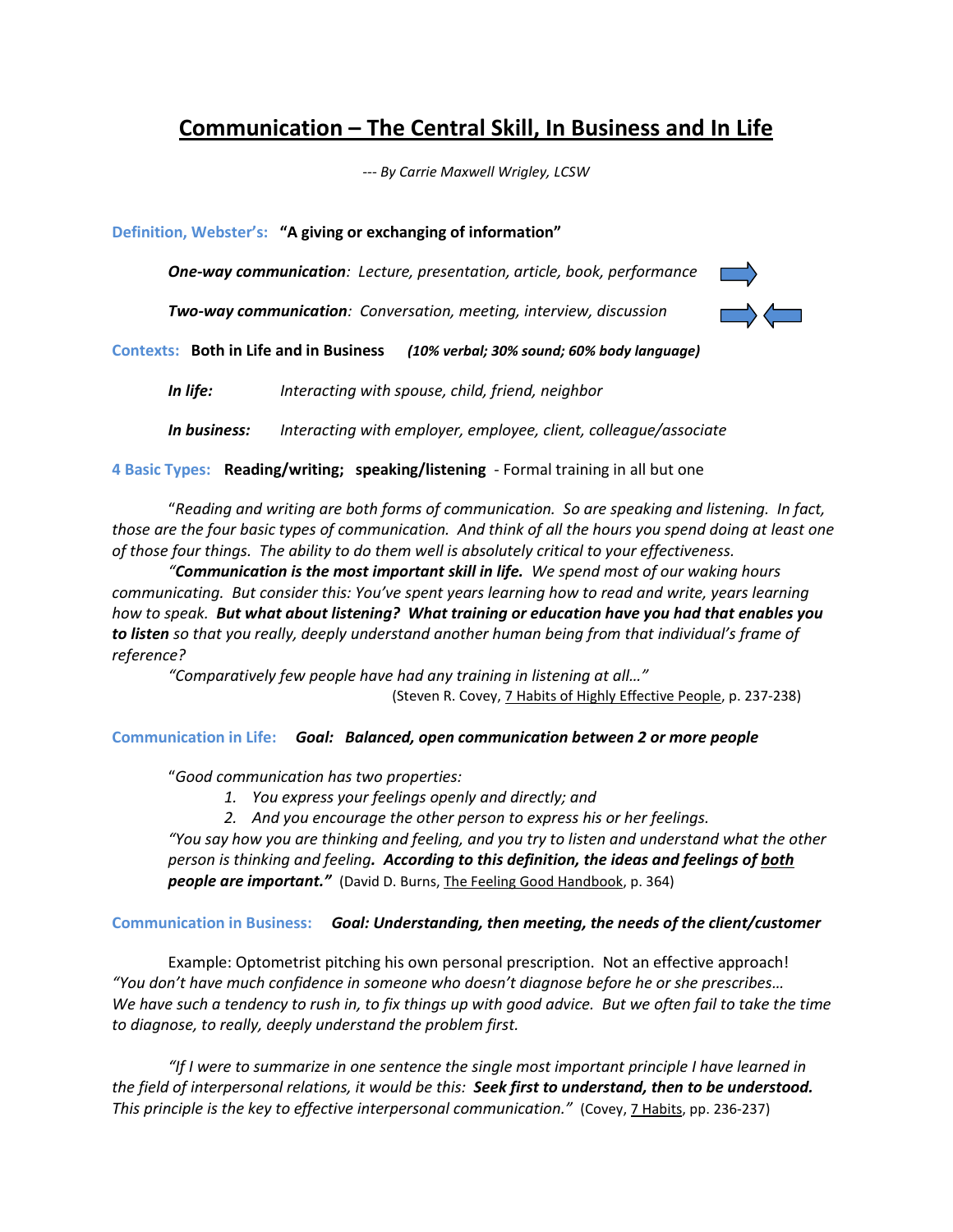# Communication – The Central Skill, In Business and In Life

*--- By Carrie Maxwell Wrigley, LCSW*

**Definition, Webster's:** **"A giving or exchanging of information"**

> ***One-way communication**: Lecture, presentation, article, book, performance*
>
> ***Two-way communication**: Conversation, meeting, interview, discussion*

**Contexts:** **Both in Life and in Business** ***(10% verbal; 30% sound; 60% body language)***

> ***In life:*** *Interacting with spouse, child, friend, neighbor*
>
> ***In business:*** *Interacting with employer, employee, client, colleague/associate*

**4 Basic Types:** **Reading/writing; speaking/listening** - Formal training in all but one

"*Reading and writing are both forms of communication. So are speaking and listening. In fact, those are the four basic types of communication. And think of all the hours you spend doing at least one of those four things. The ability to do them well is absolutely critical to your effectiveness.*

*"**Communication is the most important skill in life.** We spend most of our waking hours communicating. But consider this: You've spent years learning how to read and write, years learning how to speak. **But what about listening? What training or education have you had that enables you to listen** so that you really, deeply understand another human being from that individual's frame of reference?*

*"Comparatively few people have had any training in listening at all…"*

(Steven R. Covey, 7 Habits of Highly Effective People, p. 237-238)

**Communication in Life:** ***Goal: Balanced, open communication between 2 or more people***

"*Good communication has two properties:*

1. *You express your feelings openly and directly; and*
2. *And you encourage the other person to express his or her feelings.*

*"You say how you are thinking and feeling, and you try to listen and understand what the other person is thinking and feeling**. According to this definition, the ideas and feelings of both people are important."*** (David D. Burns, The Feeling Good Handbook, p. 364)

**Communication in Business:** ***Goal: Understanding, then meeting, the needs of the client/customer***

Example: Optometrist pitching his own personal prescription. Not an effective approach!

*"You don't have much confidence in someone who doesn't diagnose before he or she prescribes… We have such a tendency to rush in, to fix things up with good advice. But we often fail to take the time to diagnose, to really, deeply understand the problem first.*

*"If I were to summarize in one sentence the single most important principle I have learned in the field of interpersonal relations, it would be this: **Seek first to understand, then to be understood.** This principle is the key to effective interpersonal communication."* (Covey, 7 Habits, pp. 236-237)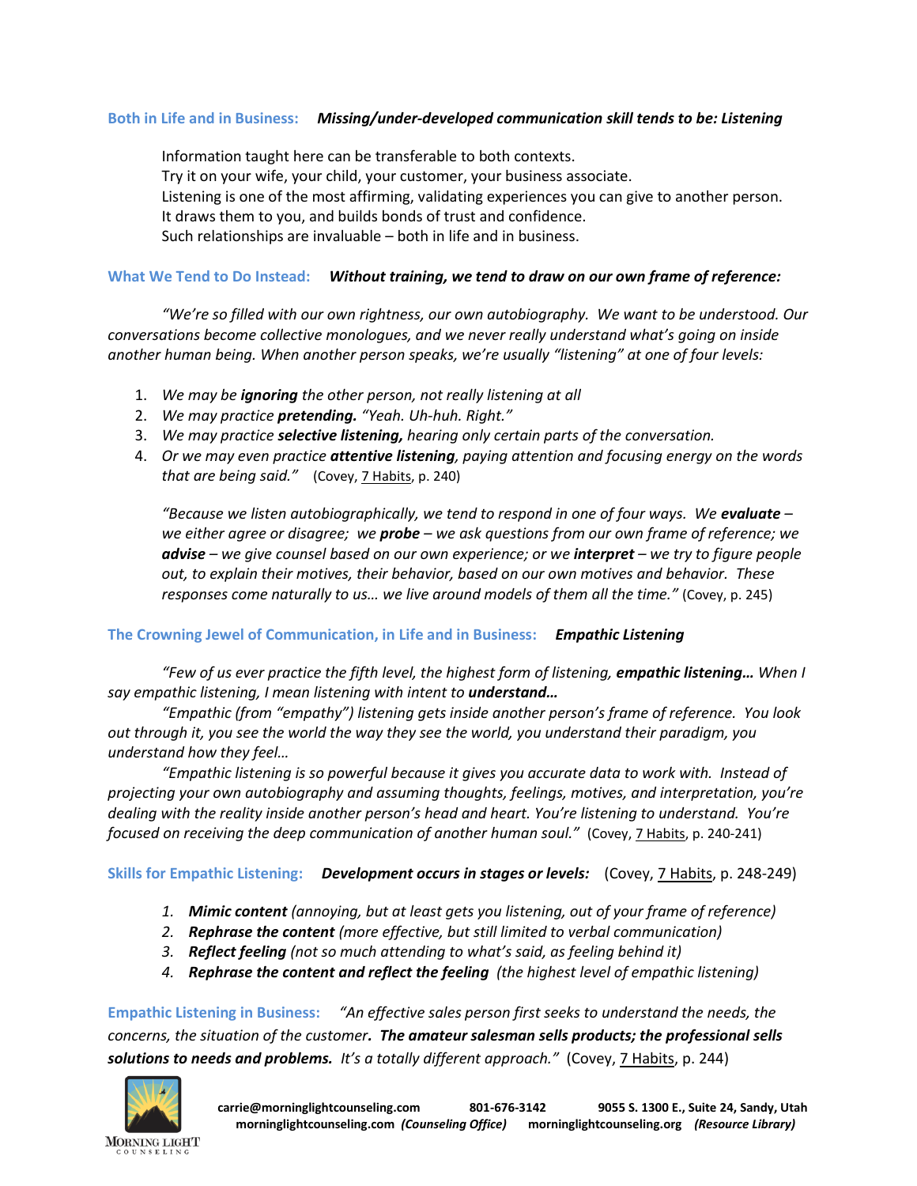**Both in Life and in Business:** ***Missing/under-developed communication skill tends to be: Listening***

Information taught here can be transferable to both contexts.
Try it on your wife, your child, your customer, your business associate.
Listening is one of the most affirming, validating experiences you can give to another person.
It draws them to you, and builds bonds of trust and confidence.
Such relationships are invaluable – both in life and in business.

**What We Tend to Do Instead:** ***Without training, we tend to draw on our own frame of reference:***

*"We're so filled with our own rightness, our own autobiography. We want to be understood. Our conversations become collective monologues, and we never really understand what's going on inside another human being. When another person speaks, we're usually "listening" at one of four levels:*

1. *We may be **ignoring** the other person, not really listening at all*
2. *We may practice **pretending.** "Yeah. Uh-huh. Right."*
3. *We may practice **selective listening,** hearing only certain parts of the conversation.*
4. *Or we may even practice **attentive listening**, paying attention and focusing energy on the words that are being said."* (Covey, 7 Habits, p. 240)

*"Because we listen autobiographically, we tend to respond in one of four ways. We **evaluate** – we either agree or disagree; we **probe** – we ask questions from our own frame of reference; we **advise** – we give counsel based on our own experience; or we **interpret** – we try to figure people out, to explain their motives, their behavior, based on our own motives and behavior. These responses come naturally to us… we live around models of them all the time."* (Covey, p. 245)

**The Crowning Jewel of Communication, in Life and in Business:** ***Empathic Listening***

*"Few of us ever practice the fifth level, the highest form of listening, **empathic listening…** When I say empathic listening, I mean listening with intent to **understand…***

*"Empathic (from "empathy") listening gets inside another person's frame of reference. You look out through it, you see the world the way they see the world, you understand their paradigm, you understand how they feel…*

*"Empathic listening is so powerful because it gives you accurate data to work with. Instead of projecting your own autobiography and assuming thoughts, feelings, motives, and interpretation, you're dealing with the reality inside another person's head and heart. You're listening to understand. You're focused on receiving the deep communication of another human soul."* (Covey, 7 Habits, p. 240-241)

**Skills for Empathic Listening:** ***Development occurs in stages or levels:*** (Covey, 7 Habits, p. 248-249)

1. ***Mimic content** (annoying, but at least gets you listening, out of your frame of reference)*
2. ***Rephrase the content** (more effective, but still limited to verbal communication)*
3. ***Reflect feeling** (not so much attending to what's said, as feeling behind it)*
4. ***Rephrase the content and reflect the feeling** (the highest level of empathic listening)*

**Empathic Listening in Business:** *"An effective sales person first seeks to understand the needs, the concerns, the situation of the customer**. The amateur salesman sells products; the professional sells solutions to needs and problems.** It's a totally different approach."* (Covey, 7 Habits, p. 244)

MORNING LIGHT COUNSELING

**carrie@morninglightcounseling.com** **801-676-3142** **9055 S. 1300 E., Suite 24, Sandy, Utah**
**morninglightcounseling.com** ***(Counseling Office)*** **morninglightcounseling.org** ***(Resource Library)***